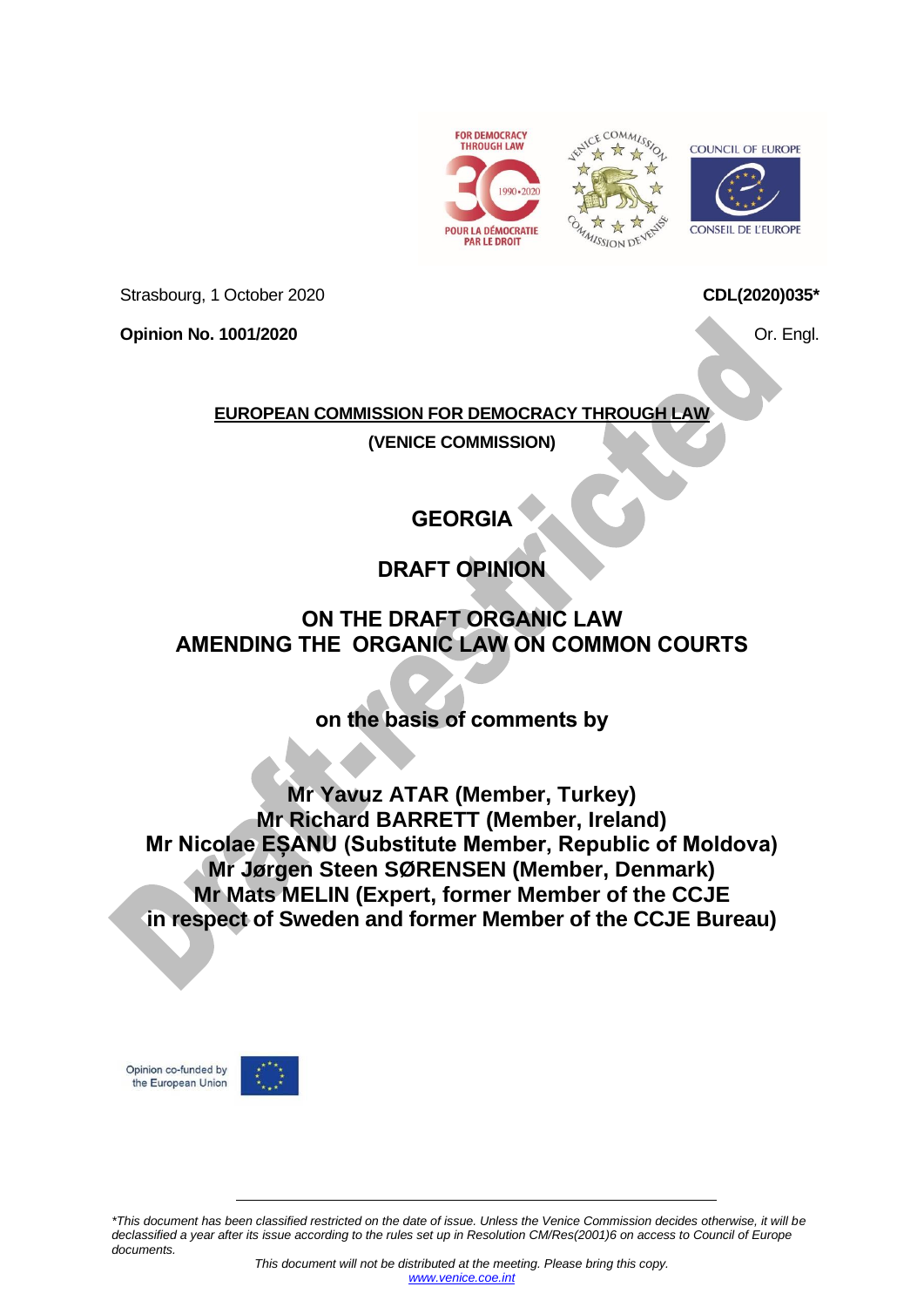Strasbourg, 1 October 2020

**CDL(2020)035***

**Opinion No. 1001/2020**

Or. Engl.

**EUROPEAN COMMISSION FOR DEMOCRACY THROUGH LAW**

**(VENICE COMMISSION)**

# GEORGIA

# DRAFT OPINION

# ON THE DRAFT ORGANIC LAW AMENDING THE ORGANIC LAW ON COMMON COURTS

**on the basis of comments by**

**Mr Yavuz ATAR (Member, Turkey)**
**Mr Richard BARRETT (Member, Ireland)**
**Mr Nicolae EȘANU (Substitute Member, Republic of Moldova)**
**Mr Jørgen Steen SØRENSEN (Member, Denmark)**
**Mr Mats MELIN (Expert, former Member of the CCJE in respect of Sweden and former Member of the CCJE Bureau)**

Opinion co-funded by the European Union

*\*This document has been classified restricted on the date of issue. Unless the Venice Commission decides otherwise, it will be declassified a year after its issue according to the rules set up in Resolution CM/Res(2001)6 on access to Council of Europe documents.*

*This document will not be distributed at the meeting. Please bring this copy.*
*www.venice.coe.int*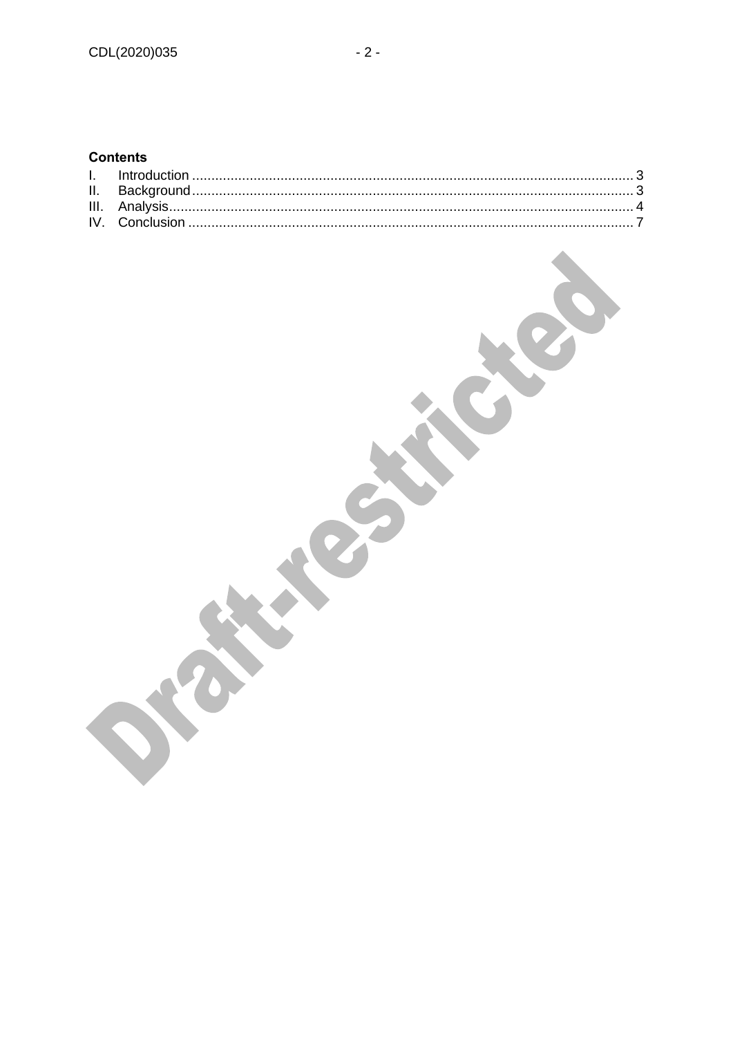**Contents**

I. Introduction ................................................................................................................. 3
II. Background ................................................................................................................ 3
III. Analysis ...................................................................................................................... 4
IV. Conclusion .................................................................................................................. 7

Draft-restricted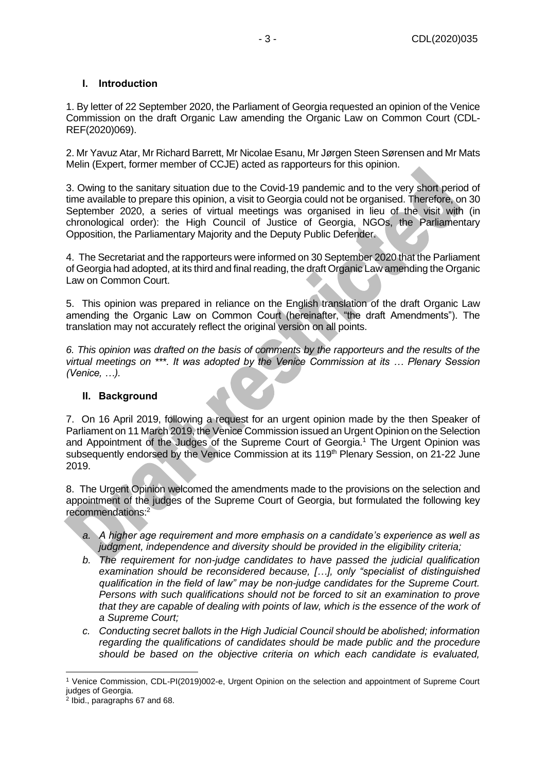## I. Introduction

1. By letter of 22 September 2020, the Parliament of Georgia requested an opinion of the Venice Commission on the draft Organic Law amending the Organic Law on Common Court (CDL-REF(2020)069).

2. Mr Yavuz Atar, Mr Richard Barrett, Mr Nicolae Esanu, Mr Jørgen Steen Sørensen and Mr Mats Melin (Expert, former member of CCJE) acted as rapporteurs for this opinion.

3. Owing to the sanitary situation due to the Covid-19 pandemic and to the very short period of time available to prepare this opinion, a visit to Georgia could not be organised. Therefore, on 30 September 2020, a series of virtual meetings was organised in lieu of the visit with (in chronological order): the High Council of Justice of Georgia, NGOs, the Parliamentary Opposition, the Parliamentary Majority and the Deputy Public Defender.

4. The Secretariat and the rapporteurs were informed on 30 September 2020 that the Parliament of Georgia had adopted, at its third and final reading, the draft Organic Law amending the Organic Law on Common Court.

5. This opinion was prepared in reliance on the English translation of the draft Organic Law amending the Organic Law on Common Court (hereinafter, "the draft Amendments"). The translation may not accurately reflect the original version on all points.

*6. This opinion was drafted on the basis of comments by the rapporteurs and the results of the virtual meetings on \*\*\*. It was adopted by the Venice Commission at its … Plenary Session (Venice, …).*

## II. Background

7. On 16 April 2019, following a request for an urgent opinion made by the then Speaker of Parliament on 11 March 2019, the Venice Commission issued an Urgent Opinion on the Selection and Appointment of the Judges of the Supreme Court of Georgia.[1] The Urgent Opinion was subsequently endorsed by the Venice Commission at its 119th Plenary Session, on 21-22 June 2019.

8. The Urgent Opinion welcomed the amendments made to the provisions on the selection and appointment of the judges of the Supreme Court of Georgia, but formulated the following key recommendations:[2]

a. *A higher age requirement and more emphasis on a candidate's experience as well as judgment, independence and diversity should be provided in the eligibility criteria;*

b. *The requirement for non-judge candidates to have passed the judicial qualification examination should be reconsidered because, […], only "specialist of distinguished qualification in the field of law" may be non-judge candidates for the Supreme Court. Persons with such qualifications should not be forced to sit an examination to prove that they are capable of dealing with points of law, which is the essence of the work of a Supreme Court;*

c. *Conducting secret ballots in the High Judicial Council should be abolished; information regarding the qualifications of candidates should be made public and the procedure should be based on the objective criteria on which each candidate is evaluated,*

---

[1] Venice Commission, CDL-PI(2019)002-e, Urgent Opinion on the selection and appointment of Supreme Court judges of Georgia.

[2] Ibid., paragraphs 67 and 68.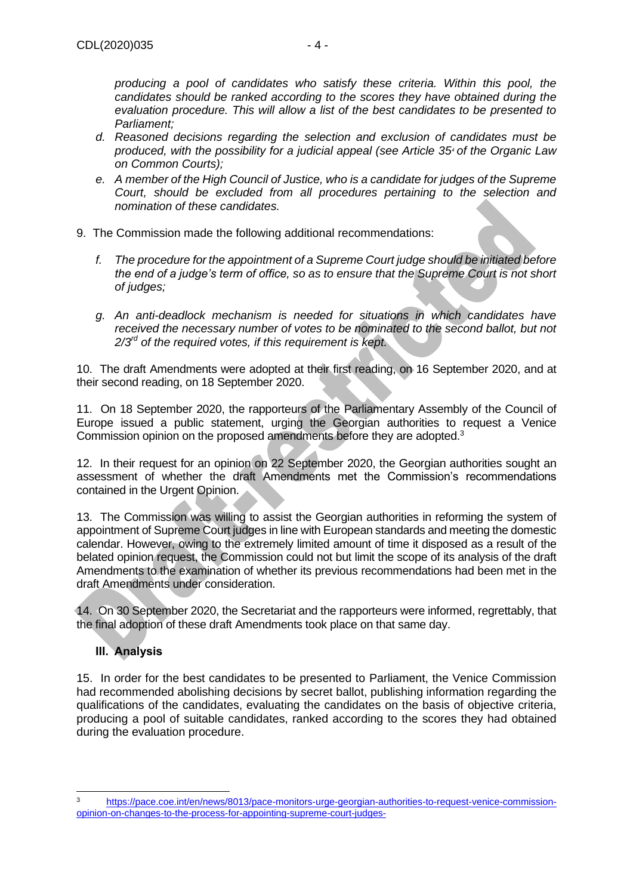*producing a pool of candidates who satisfy these criteria. Within this pool, the candidates should be ranked according to the scores they have obtained during the evaluation procedure. This will allow a list of the best candidates to be presented to Parliament;*

d. *Reasoned decisions regarding the selection and exclusion of candidates must be produced, with the possibility for a judicial appeal (see Article 35[4] of the Organic Law on Common Courts);*
e. *A member of the High Council of Justice, who is a candidate for judges of the Supreme Court, should be excluded from all procedures pertaining to the selection and nomination of these candidates.*

9. The Commission made the following additional recommendations:

   f. *The procedure for the appointment of a Supreme Court judge should be initiated before the end of a judge's term of office, so as to ensure that the Supreme Court is not short of judges;*

   g. *An anti-deadlock mechanism is needed for situations in which candidates have received the necessary number of votes to be nominated to the second ballot, but not 2/3rd of the required votes, if this requirement is kept.*

10. The draft Amendments were adopted at their first reading, on 16 September 2020, and at their second reading, on 18 September 2020.

11. On 18 September 2020, the rapporteurs of the Parliamentary Assembly of the Council of Europe issued a public statement, urging the Georgian authorities to request a Venice Commission opinion on the proposed amendments before they are adopted.[3]

12. In their request for an opinion on 22 September 2020, the Georgian authorities sought an assessment of whether the draft Amendments met the Commission's recommendations contained in the Urgent Opinion.

13. The Commission was willing to assist the Georgian authorities in reforming the system of appointment of Supreme Court judges in line with European standards and meeting the domestic calendar. However, owing to the extremely limited amount of time it disposed as a result of the belated opinion request, the Commission could not but limit the scope of its analysis of the draft Amendments to the examination of whether its previous recommendations had been met in the draft Amendments under consideration.

14. On 30 September 2020, the Secretariat and the rapporteurs were informed, regrettably, that the final adoption of these draft Amendments took place on that same day.

## III. Analysis

15. In order for the best candidates to be presented to Parliament, the Venice Commission had recommended abolishing decisions by secret ballot, publishing information regarding the qualifications of the candidates, evaluating the candidates on the basis of objective criteria, producing a pool of suitable candidates, ranked according to the scores they had obtained during the evaluation procedure.

---

[3] https://pace.coe.int/en/news/8013/pace-monitors-urge-georgian-authorities-to-request-venice-commission-opinion-on-changes-to-the-process-for-appointing-supreme-court-judges-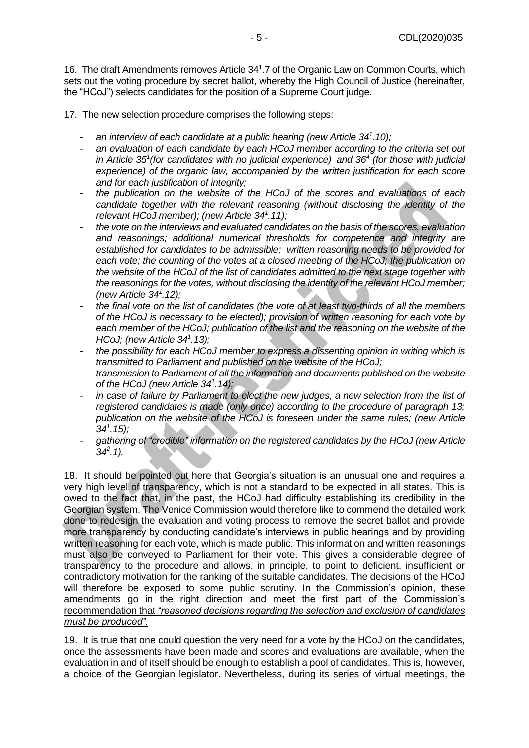16. The draft Amendments removes Article 34[1].7 of the Organic Law on Common Courts, which sets out the voting procedure by secret ballot, whereby the High Council of Justice (hereinafter, the "HCoJ") selects candidates for the position of a Supreme Court judge.

17. The new selection procedure comprises the following steps:

- *an interview of each candidate at a public hearing (new Article 34[1].10);*
- *an evaluation of each candidate by each HCoJ member according to the criteria set out in Article 35[1](for candidates with no judicial experience) and 36[4] (for those with judicial experience) of the organic law, accompanied by the written justification for each score and for each justification of integrity;*
- *the publication on the website of the HCoJ of the scores and evaluations of each candidate together with the relevant reasoning (without disclosing the identity of the relevant HCoJ member); (new Article 34[1].11);*
- *the vote on the interviews and evaluated candidates on the basis of the scores, evaluation and reasonings; additional numerical thresholds for competence and integrity are established for candidates to be admissible; written reasoning needs to be provided for each vote; the counting of the votes at a closed meeting of the HCoJ; the publication on the website of the HCoJ of the list of candidates admitted to the next stage together with the reasonings for the votes, without disclosing the identity of the relevant HCoJ member; (new Article 34[1].12);*
- *the final vote on the list of candidates (the vote of at least two-thirds of all the members of the HCoJ is necessary to be elected); provision of written reasoning for each vote by each member of the HCoJ; publication of the list and the reasoning on the website of the HCoJ; (new Article 34[1].13);*
- *the possibility for each HCoJ member to express a dissenting opinion in writing which is transmitted to Parliament and published on the website of the HCoJ;*
- *transmission to Parliament of all the information and documents published on the website of the HCoJ (new Article 34[1].14);*
- *in case of failure by Parliament to elect the new judges, a new selection from the list of registered candidates is made (only once) according to the procedure of paragraph 13; publication on the website of the HCoJ is foreseen under the same rules; (new Article 34[1].15);*
- *gathering of "credible" information on the registered candidates by the HCoJ (new Article 34[2].1).*

18. It should be pointed out here that Georgia's situation is an unusual one and requires a very high level of transparency, which is not a standard to be expected in all states. This is owed to the fact that, in the past, the HCoJ had difficulty establishing its credibility in the Georgian system. The Venice Commission would therefore like to commend the detailed work done to redesign the evaluation and voting process to remove the secret ballot and provide more transparency by conducting candidate's interviews in public hearings and by providing written reasoning for each vote, which is made public. This information and written reasonings must also be conveyed to Parliament for their vote. This gives a considerable degree of transparency to the procedure and allows, in principle, to point to deficient, insufficient or contradictory motivation for the ranking of the suitable candidates. The decisions of the HCoJ will therefore be exposed to some public scrutiny. In the Commission's opinion, these amendments go in the right direction and <u>meet the first part of the Commission's recommendation that *"reasoned decisions regarding the selection and exclusion of candidates must be produced".*</u>

19. It is true that one could question the very need for a vote by the HCoJ on the candidates, once the assessments have been made and scores and evaluations are available, when the evaluation in and of itself should be enough to establish a pool of candidates. This is, however, a choice of the Georgian legislator. Nevertheless, during its series of virtual meetings, the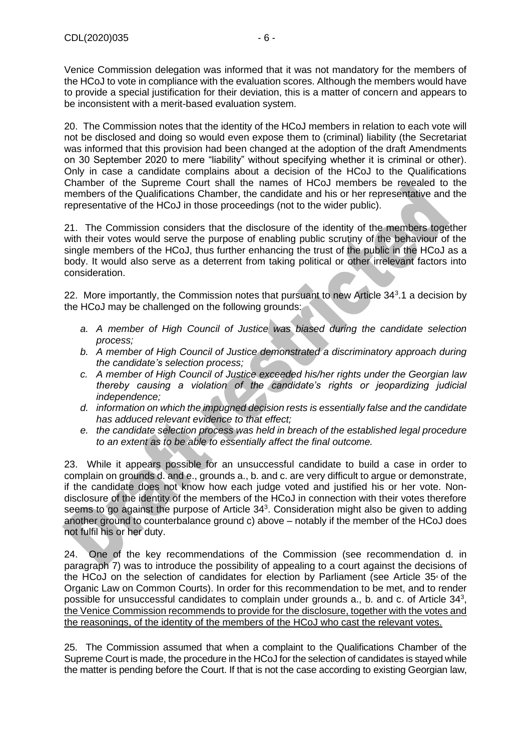Venice Commission delegation was informed that it was not mandatory for the members of the HCoJ to vote in compliance with the evaluation scores. Although the members would have to provide a special justification for their deviation, this is a matter of concern and appears to be inconsistent with a merit-based evaluation system.

20. The Commission notes that the identity of the HCoJ members in relation to each vote will not be disclosed and doing so would even expose them to (criminal) liability (the Secretariat was informed that this provision had been changed at the adoption of the draft Amendments on 30 September 2020 to mere "liability" without specifying whether it is criminal or other). Only in case a candidate complains about a decision of the HCoJ to the Qualifications Chamber of the Supreme Court shall the names of HCoJ members be revealed to the members of the Qualifications Chamber, the candidate and his or her representative and the representative of the HCoJ in those proceedings (not to the wider public).

21. The Commission considers that the disclosure of the identity of the members together with their votes would serve the purpose of enabling public scrutiny of the behaviour of the single members of the HCoJ, thus further enhancing the trust of the public in the HCoJ as a body. It would also serve as a deterrent from taking political or other irrelevant factors into consideration.

22. More importantly, the Commission notes that pursuant to new Article 34[3].1 a decision by the HCoJ may be challenged on the following grounds:

- *a. A member of High Council of Justice was biased during the candidate selection process;*
- *b. A member of High Council of Justice demonstrated a discriminatory approach during the candidate's selection process;*
- *c. A member of High Council of Justice exceeded his/her rights under the Georgian law thereby causing a violation of the candidate's rights or jeopardizing judicial independence;*
- *d. information on which the impugned decision rests is essentially false and the candidate has adduced relevant evidence to that effect;*
- *e. the candidate selection process was held in breach of the established legal procedure to an extent as to be able to essentially affect the final outcome.*

23. While it appears possible for an unsuccessful candidate to build a case in order to complain on grounds d. and e., grounds a., b. and c. are very difficult to argue or demonstrate, if the candidate does not know how each judge voted and justified his or her vote. Non-disclosure of the identity of the members of the HCoJ in connection with their votes therefore seems to go against the purpose of Article 34[3]. Consideration might also be given to adding another ground to counterbalance ground c) above – notably if the member of the HCoJ does not fulfil his or her duty.

24. One of the key recommendations of the Commission (see recommendation d. in paragraph 7) was to introduce the possibility of appealing to a court against the decisions of the HCoJ on the selection of candidates for election by Parliament (see Article 35[4] of the Organic Law on Common Courts). In order for this recommendation to be met, and to render possible for unsuccessful candidates to complain under grounds a., b. and c. of Article 34[3], <u>the Venice Commission recommends to provide for the disclosure, together with the votes and the reasonings, of the identity of the members of the HCoJ who cast the relevant votes.</u>

25. The Commission assumed that when a complaint to the Qualifications Chamber of the Supreme Court is made, the procedure in the HCoJ for the selection of candidates is stayed while the matter is pending before the Court. If that is not the case according to existing Georgian law,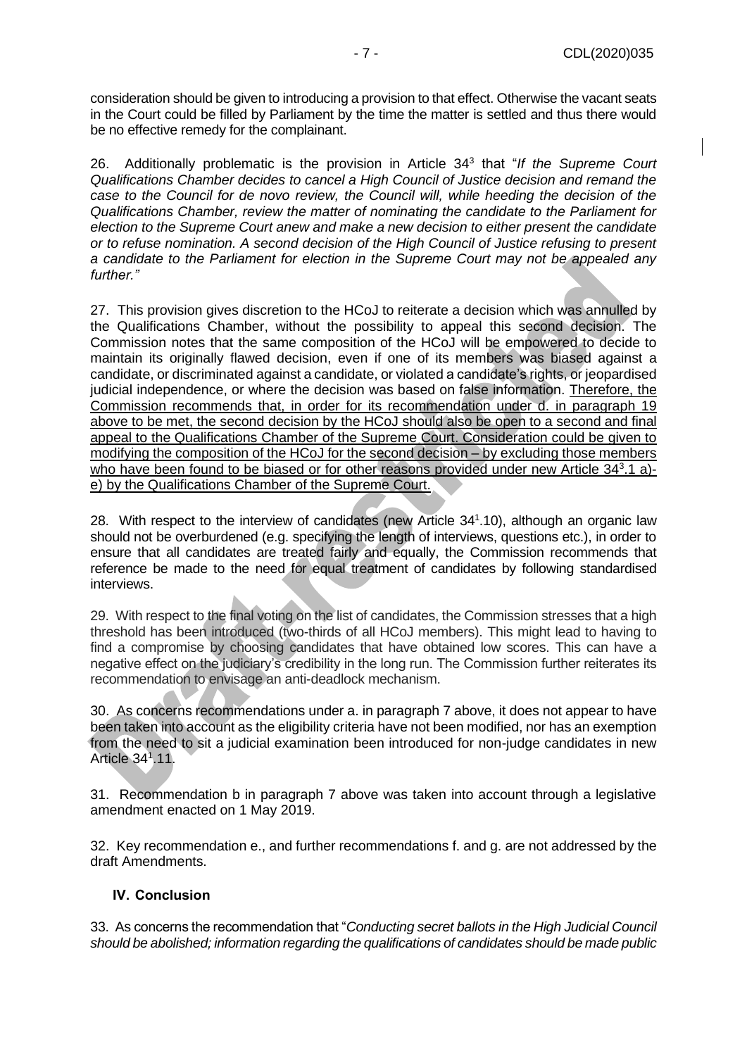consideration should be given to introducing a provision to that effect. Otherwise the vacant seats in the Court could be filled by Parliament by the time the matter is settled and thus there would be no effective remedy for the complainant.

26. Additionally problematic is the provision in Article 34[3] that "*If the Supreme Court Qualifications Chamber decides to cancel a High Council of Justice decision and remand the case to the Council for de novo review, the Council will, while heeding the decision of the Qualifications Chamber, review the matter of nominating the candidate to the Parliament for election to the Supreme Court anew and make a new decision to either present the candidate or to refuse nomination. A second decision of the High Council of Justice refusing to present a candidate to the Parliament for election in the Supreme Court may not be appealed any further.*"

27. This provision gives discretion to the HCoJ to reiterate a decision which was annulled by the Qualifications Chamber, without the possibility to appeal this second decision. The Commission notes that the same composition of the HCoJ will be empowered to decide to maintain its originally flawed decision, even if one of its members was biased against a candidate, or discriminated against a candidate, or violated a candidate's rights, or jeopardised judicial independence, or where the decision was based on false information. <u>Therefore, the Commission recommends that, in order for its recommendation under d. in paragraph 19 above to be met, the second decision by the HCoJ should also be open to a second and final appeal to the Qualifications Chamber of the Supreme Court. Consideration could be given to modifying the composition of the HCoJ for the second decision – by excluding those members who have been found to be biased or for other reasons provided under new Article 34[3].1 a)-e) by the Qualifications Chamber of the Supreme Court.</u>

28. With respect to the interview of candidates (new Article 34[1].10), although an organic law should not be overburdened (e.g. specifying the length of interviews, questions etc.), in order to ensure that all candidates are treated fairly and equally, the Commission recommends that reference be made to the need for equal treatment of candidates by following standardised interviews.

29. With respect to the final voting on the list of candidates, the Commission stresses that a high threshold has been introduced (two-thirds of all HCoJ members). This might lead to having to find a compromise by choosing candidates that have obtained low scores. This can have a negative effect on the judiciary's credibility in the long run. The Commission further reiterates its recommendation to envisage an anti-deadlock mechanism.

30. As concerns recommendations under a. in paragraph 7 above, it does not appear to have been taken into account as the eligibility criteria have not been modified, nor has an exemption from the need to sit a judicial examination been introduced for non-judge candidates in new Article 34[1].11.

31. Recommendation b in paragraph 7 above was taken into account through a legislative amendment enacted on 1 May 2019.

32. Key recommendation e., and further recommendations f. and g. are not addressed by the draft Amendments.

## IV. Conclusion

33. As concerns the recommendation that "*Conducting secret ballots in the High Judicial Council should be abolished; information regarding the qualifications of candidates should be made public*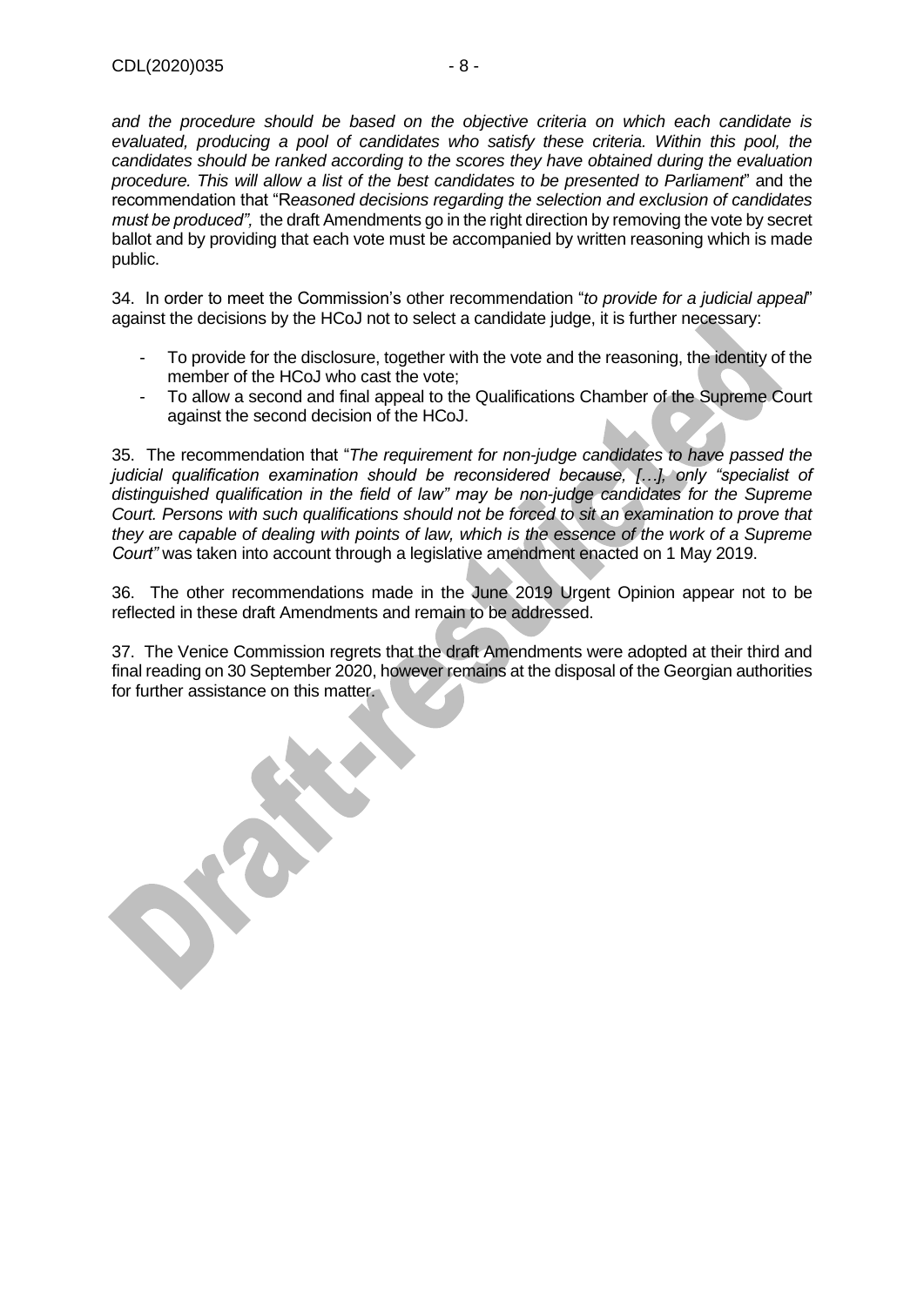*and the procedure should be based on the objective criteria on which each candidate is evaluated, producing a pool of candidates who satisfy these criteria. Within this pool, the candidates should be ranked according to the scores they have obtained during the evaluation procedure. This will allow a list of the best candidates to be presented to Parliament*" and the recommendation that "R*easoned decisions regarding the selection and exclusion of candidates must be produced",* the draft Amendments go in the right direction by removing the vote by secret ballot and by providing that each vote must be accompanied by written reasoning which is made public.

34. In order to meet the Commission's other recommendation "*to provide for a judicial appeal*" against the decisions by the HCoJ not to select a candidate judge, it is further necessary:

- To provide for the disclosure, together with the vote and the reasoning, the identity of the member of the HCoJ who cast the vote;
- To allow a second and final appeal to the Qualifications Chamber of the Supreme Court against the second decision of the HCoJ.

35. The recommendation that "*The requirement for non-judge candidates to have passed the judicial qualification examination should be reconsidered because, […], only "specialist of distinguished qualification in the field of law" may be non-judge candidates for the Supreme Court. Persons with such qualifications should not be forced to sit an examination to prove that they are capable of dealing with points of law, which is the essence of the work of a Supreme Court"* was taken into account through a legislative amendment enacted on 1 May 2019.

36. The other recommendations made in the June 2019 Urgent Opinion appear not to be reflected in these draft Amendments and remain to be addressed.

37. The Venice Commission regrets that the draft Amendments were adopted at their third and final reading on 30 September 2020, however remains at the disposal of the Georgian authorities for further assistance on this matter.